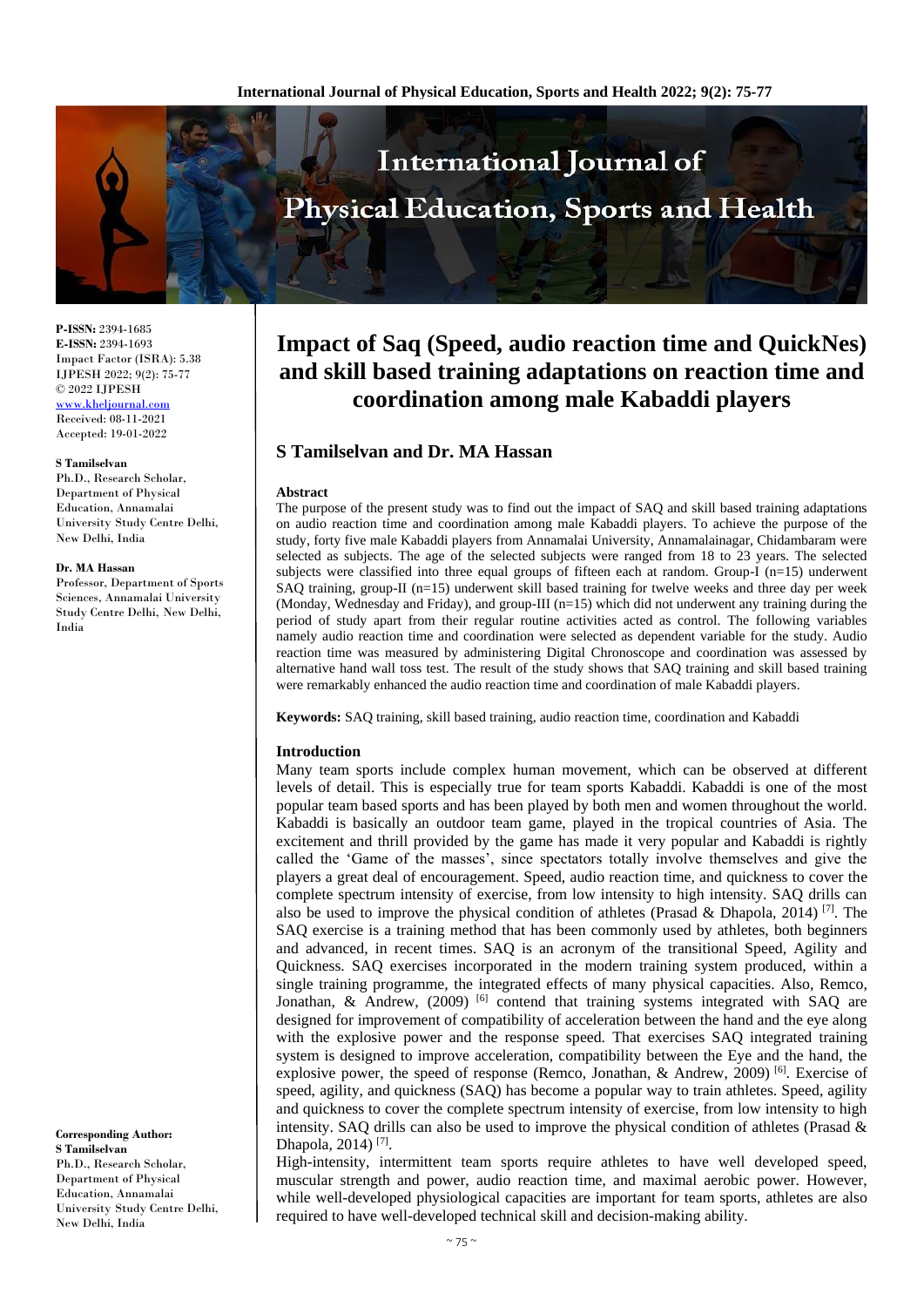**P-ISSN:** 2394-1685
**E-ISSN:** 2394-1693
Impact Factor (ISRA): 5.38
IJPESH 2022; 9(2): 75-77
© 2022 IJPESH
www.kheljournal.com
Received: 08-11-2021
Accepted: 19-01-2022

**S Tamilselvan**
Ph.D., Research Scholar, Department of Physical Education, Annamalai University Study Centre Delhi, New Delhi, India

**Dr. MA Hassan**
Professor, Department of Sports Sciences, Annamalai University Study Centre Delhi, New Delhi, India

**Corresponding Author:**
**S Tamilselvan**
Ph.D., Research Scholar, Department of Physical Education, Annamalai University Study Centre Delhi, New Delhi, India

# Impact of Saq (Speed, audio reaction time and QuickNes) and skill based training adaptations on reaction time and coordination among male Kabaddi players

## S Tamilselvan and Dr. MA Hassan

### Abstract

The purpose of the present study was to find out the impact of SAQ and skill based training adaptations on audio reaction time and coordination among male Kabaddi players. To achieve the purpose of the study, forty five male Kabaddi players from Annamalai University, Annamalainagar, Chidambaram were selected as subjects. The age of the selected subjects were ranged from 18 to 23 years. The selected subjects were classified into three equal groups of fifteen each at random. Group-I (n=15) underwent SAQ training, group-II (n=15) underwent skill based training for twelve weeks and three day per week (Monday, Wednesday and Friday), and group-III (n=15) which did not underwent any training during the period of study apart from their regular routine activities acted as control. The following variables namely audio reaction time and coordination were selected as dependent variable for the study. Audio reaction time was measured by administering Digital Chronoscope and coordination was assessed by alternative hand wall toss test. The result of the study shows that SAQ training and skill based training were remarkably enhanced the audio reaction time and coordination of male Kabaddi players.

**Keywords:** SAQ training, skill based training, audio reaction time, coordination and Kabaddi

### Introduction

Many team sports include complex human movement, which can be observed at different levels of detail. This is especially true for team sports Kabaddi. Kabaddi is one of the most popular team based sports and has been played by both men and women throughout the world. Kabaddi is basically an outdoor team game, played in the tropical countries of Asia. The excitement and thrill provided by the game has made it very popular and Kabaddi is rightly called the 'Game of the masses', since spectators totally involve themselves and give the players a great deal of encouragement. Speed, audio reaction time, and quickness to cover the complete spectrum intensity of exercise, from low intensity to high intensity. SAQ drills can also be used to improve the physical condition of athletes (Prasad & Dhapola, 2014) [7]. The SAQ exercise is a training method that has been commonly used by athletes, both beginners and advanced, in recent times. SAQ is an acronym of the transitional Speed, Agility and Quickness. SAQ exercises incorporated in the modern training system produced, within a single training programme, the integrated effects of many physical capacities. Also, Remco, Jonathan, & Andrew, (2009) [6] contend that training systems integrated with SAQ are designed for improvement of compatibility of acceleration between the hand and the eye along with the explosive power and the response speed. That exercises SAQ integrated training system is designed to improve acceleration, compatibility between the Eye and the hand, the explosive power, the speed of response (Remco, Jonathan, & Andrew, 2009) [6]. Exercise of speed, agility, and quickness (SAQ) has become a popular way to train athletes. Speed, agility and quickness to cover the complete spectrum intensity of exercise, from low intensity to high intensity. SAQ drills can also be used to improve the physical condition of athletes (Prasad & Dhapola, 2014) [7].

High-intensity, intermittent team sports require athletes to have well developed speed, muscular strength and power, audio reaction time, and maximal aerobic power. However, while well-developed physiological capacities are important for team sports, athletes are also required to have well-developed technical skill and decision-making ability.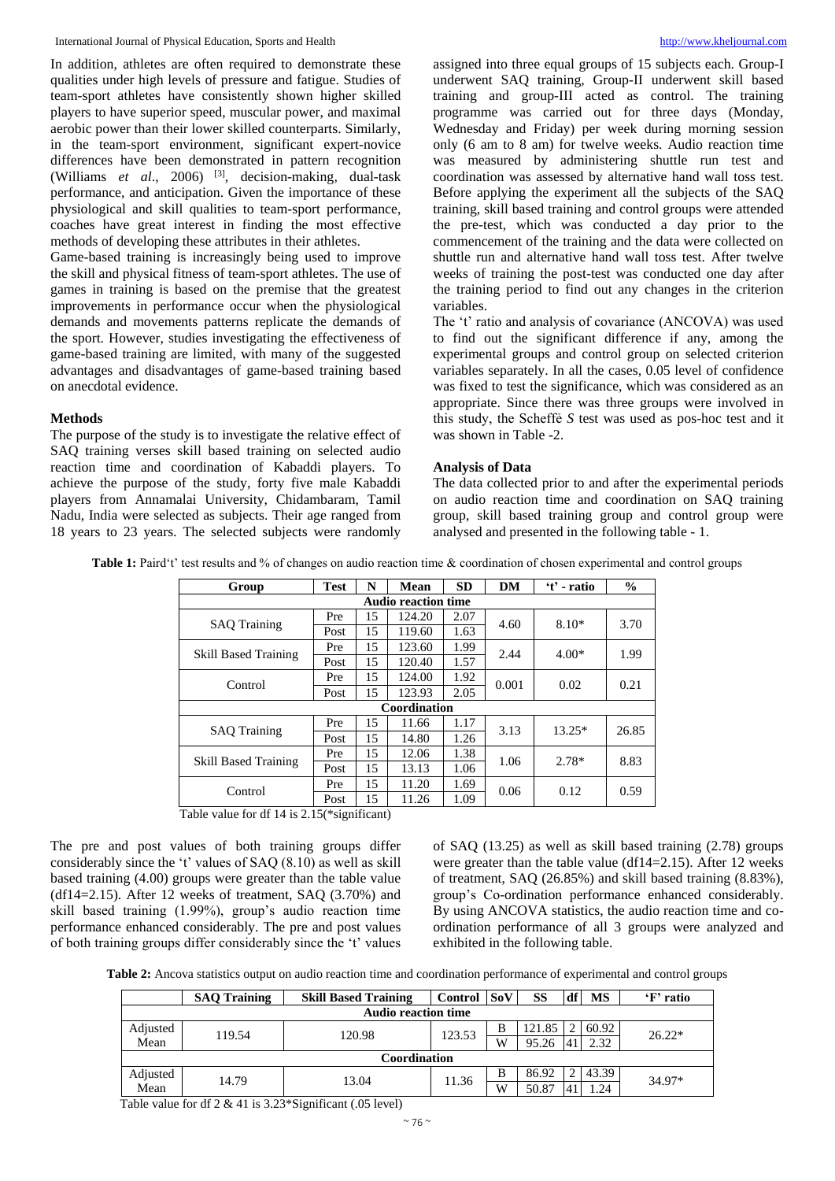In addition, athletes are often required to demonstrate these qualities under high levels of pressure and fatigue. Studies of team-sport athletes have consistently shown higher skilled players to have superior speed, muscular power, and maximal aerobic power than their lower skilled counterparts. Similarly, in the team-sport environment, significant expert-novice differences have been demonstrated in pattern recognition (Williams *et al*., 2006) [3], decision-making, dual-task performance, and anticipation. Given the importance of these physiological and skill qualities to team-sport performance, coaches have great interest in finding the most effective methods of developing these attributes in their athletes.

Game-based training is increasingly being used to improve the skill and physical fitness of team-sport athletes. The use of games in training is based on the premise that the greatest improvements in performance occur when the physiological demands and movements patterns replicate the demands of the sport. However, studies investigating the effectiveness of game-based training are limited, with many of the suggested advantages and disadvantages of game-based training based on anecdotal evidence.

## Methods

The purpose of the study is to investigate the relative effect of SAQ training verses skill based training on selected audio reaction time and coordination of Kabaddi players. To achieve the purpose of the study, forty five male Kabaddi players from Annamalai University, Chidambaram, Tamil Nadu, India were selected as subjects. Their age ranged from 18 years to 23 years. The selected subjects were randomly assigned into three equal groups of 15 subjects each. Group-I underwent SAQ training, Group-II underwent skill based training and group-III acted as control. The training programme was carried out for three days (Monday, Wednesday and Friday) per week during morning session only (6 am to 8 am) for twelve weeks. Audio reaction time was measured by administering shuttle run test and coordination was assessed by alternative hand wall toss test. Before applying the experiment all the subjects of the SAQ training, skill based training and control groups were attended the pre-test, which was conducted a day prior to the commencement of the training and the data were collected on shuttle run and alternative hand wall toss test. After twelve weeks of training the post-test was conducted one day after the training period to find out any changes in the criterion variables.

The 't' ratio and analysis of covariance (ANCOVA) was used to find out the significant difference if any, among the experimental groups and control group on selected criterion variables separately. In all the cases, 0.05 level of confidence was fixed to test the significance, which was considered as an appropriate. Since there was three groups were involved in this study, the Scheffė *S* test was used as pos-hoc test and it was shown in Table -2.

## Analysis of Data

The data collected prior to and after the experimental periods on audio reaction time and coordination on SAQ training group, skill based training group and control group were analysed and presented in the following table - 1.

**Table 1:** Paird't' test results and % of changes on audio reaction time & coordination of chosen experimental and control groups

| Group | Test | N | Mean | SD | DM | 't' - ratio | % |
|---|---|---|---|---|---|---|---|
| **Audio reaction time** | | | | | | | |
| SAQ Training | Pre | 15 | 124.20 | 2.07 | 4.60 | 8.10* | 3.70 |
| | Post | 15 | 119.60 | 1.63 | | | |
| Skill Based Training | Pre | 15 | 123.60 | 1.99 | 2.44 | 4.00* | 1.99 |
| | Post | 15 | 120.40 | 1.57 | | | |
| Control | Pre | 15 | 124.00 | 1.92 | 0.001 | 0.02 | 0.21 |
| | Post | 15 | 123.93 | 2.05 | | | |
| **Coordination** | | | | | | | |
| SAQ Training | Pre | 15 | 11.66 | 1.17 | 3.13 | 13.25* | 26.85 |
| | Post | 15 | 14.80 | 1.26 | | | |
| Skill Based Training | Pre | 15 | 12.06 | 1.38 | 1.06 | 2.78* | 8.83 |
| | Post | 15 | 13.13 | 1.06 | | | |
| Control | Pre | 15 | 11.20 | 1.69 | 0.06 | 0.12 | 0.59 |
| | Post | 15 | 11.26 | 1.09 | | | |

Table value for df 14 is 2.15(*significant)

The pre and post values of both training groups differ considerably since the 't' values of SAQ (8.10) as well as skill based training (4.00) groups were greater than the table value (df14=2.15). After 12 weeks of treatment, SAQ (3.70%) and skill based training (1.99%), group's audio reaction time performance enhanced considerably. The pre and post values of both training groups differ considerably since the 't' values of SAQ (13.25) as well as skill based training (2.78) groups were greater than the table value (df14=2.15). After 12 weeks of treatment, SAQ (26.85%) and skill based training (8.83%), group's Co-ordination performance enhanced considerably. By using ANCOVA statistics, the audio reaction time and co-ordination performance of all 3 groups were analyzed and exhibited in the following table.

**Table 2:** Ancova statistics output on audio reaction time and coordination performance of experimental and control groups

| | SAQ Training | Skill Based Training | Control | SoV | SS | df | MS | 'F' ratio |
|---|---|---|---|---|---|---|---|---|
| **Audio reaction time** | | | | | | | | |
| Adjusted Mean | 119.54 | 120.98 | 123.53 | B | 121.85 | 2 | 60.92 | 26.22* |
| | | | | W | 95.26 | 41 | 2.32 | |
| **Coordination** | | | | | | | | |
| Adjusted Mean | 14.79 | 13.04 | 11.36 | B | 86.92 | 2 | 43.39 | 34.97* |
| | | | | W | 50.87 | 41 | 1.24 | |

Table value for df 2 & 41 is 3.23*Significant (.05 level)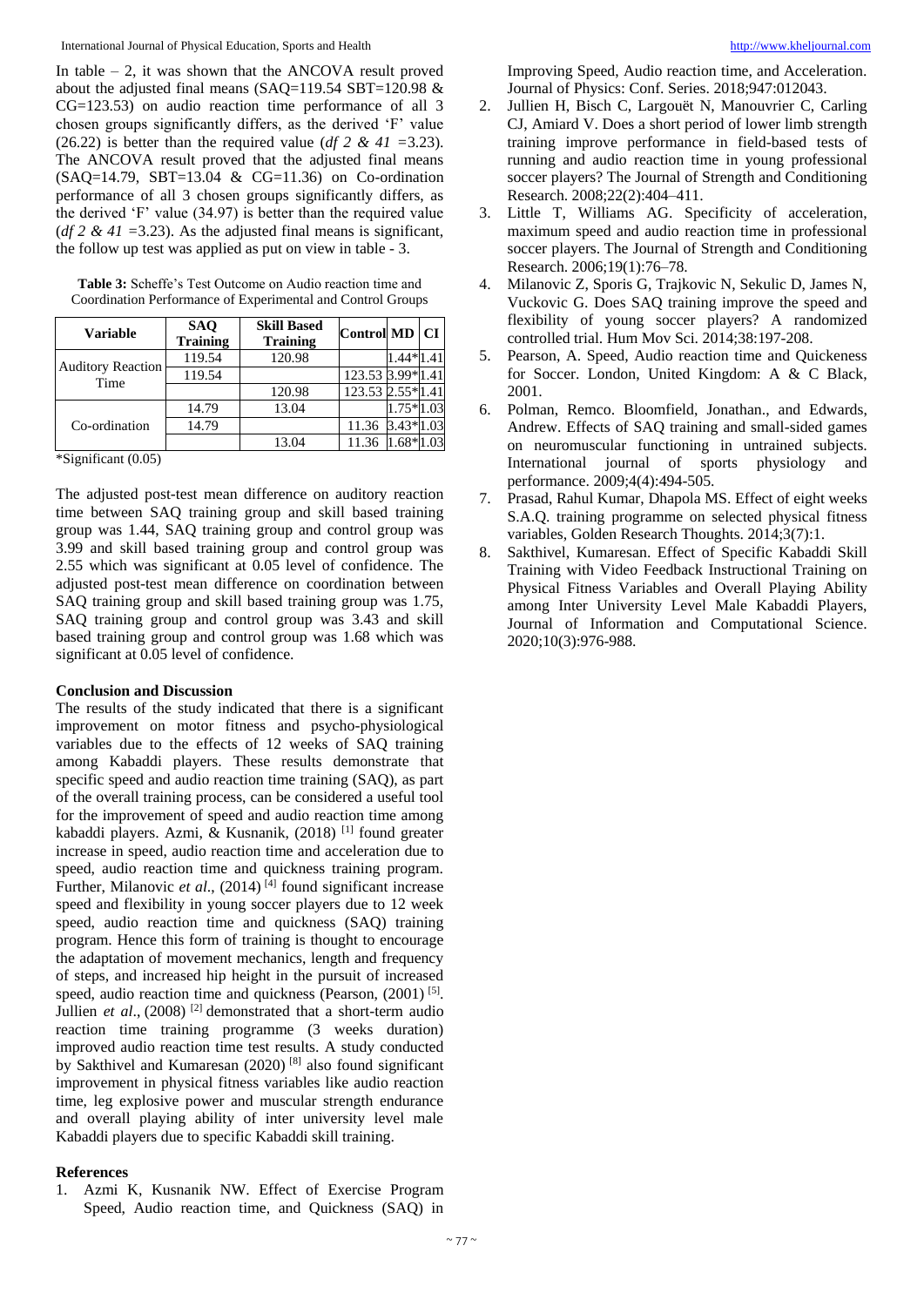In table – 2, it was shown that the ANCOVA result proved about the adjusted final means (SAQ=119.54 SBT=120.98 & CG=123.53) on audio reaction time performance of all 3 chosen groups significantly differs, as the derived 'F' value (26.22) is better than the required value (*df 2 & 41* =3.23). The ANCOVA result proved that the adjusted final means (SAQ=14.79, SBT=13.04 & CG=11.36) on Co-ordination performance of all 3 chosen groups significantly differs, as the derived 'F' value (34.97) is better than the required value (*df 2 & 41* =3.23). As the adjusted final means is significant, the follow up test was applied as put on view in table - 3.

**Table 3:** Scheffe's Test Outcome on Audio reaction time and Coordination Performance of Experimental and Control Groups

| Variable | SAQ Training | Skill Based Training | Control | MD | CI |
|---|---|---|---|---|---|
| Auditory Reaction Time | 119.54 | 120.98 | | 1.44* | 1.41 |
| | 119.54 | | 123.53 | 3.99* | 1.41 |
| | | 120.98 | 123.53 | 2.55* | 1.41 |
| Co-ordination | 14.79 | 13.04 | | 1.75* | 1.03 |
| | 14.79 | | 11.36 | 3.43* | 1.03 |
| | | 13.04 | 11.36 | 1.68* | 1.03 |

*Significant (0.05)

The adjusted post-test mean difference on auditory reaction time between SAQ training group and skill based training group was 1.44, SAQ training group and control group was 3.99 and skill based training group and control group was 2.55 which was significant at 0.05 level of confidence. The adjusted post-test mean difference on coordination between SAQ training group and skill based training group was 1.75, SAQ training group and control group was 3.43 and skill based training group and control group was 1.68 which was significant at 0.05 level of confidence.

## Conclusion and Discussion

The results of the study indicated that there is a significant improvement on motor fitness and psycho-physiological variables due to the effects of 12 weeks of SAQ training among Kabaddi players. These results demonstrate that specific speed and audio reaction time training (SAQ), as part of the overall training process, can be considered a useful tool for the improvement of speed and audio reaction time among kabaddi players. Azmi, & Kusnanik, (2018) [1] found greater increase in speed, audio reaction time and acceleration due to speed, audio reaction time and quickness training program. Further, Milanovic *et al*., (2014) [4] found significant increase speed and flexibility in young soccer players due to 12 week speed, audio reaction time and quickness (SAQ) training program. Hence this form of training is thought to encourage the adaptation of movement mechanics, length and frequency of steps, and increased hip height in the pursuit of increased speed, audio reaction time and quickness (Pearson, (2001) [5]. Jullien *et al*., (2008) [2] demonstrated that a short-term audio reaction time training programme (3 weeks duration) improved audio reaction time test results. A study conducted by Sakthivel and Kumaresan (2020) [8] also found significant improvement in physical fitness variables like audio reaction time, leg explosive power and muscular strength endurance and overall playing ability of inter university level male Kabaddi players due to specific Kabaddi skill training.

## References

1. Azmi K, Kusnanik NW. Effect of Exercise Program Speed, Audio reaction time, and Quickness (SAQ) in Improving Speed, Audio reaction time, and Acceleration. Journal of Physics: Conf. Series. 2018;947:012043.
2. Jullien H, Bisch C, Largouët N, Manouvrier C, Carling CJ, Amiard V. Does a short period of lower limb strength training improve performance in field-based tests of running and audio reaction time in young professional soccer players? The Journal of Strength and Conditioning Research. 2008;22(2):404–411.
3. Little T, Williams AG. Specificity of acceleration, maximum speed and audio reaction time in professional soccer players. The Journal of Strength and Conditioning Research. 2006;19(1):76–78.
4. Milanovic Z, Sporis G, Trajkovic N, Sekulic D, James N, Vuckovic G. Does SAQ training improve the speed and flexibility of young soccer players? A randomized controlled trial. Hum Mov Sci. 2014;38:197-208.
5. Pearson, A. Speed, Audio reaction time and Quickeness for Soccer. London, United Kingdom: A & C Black, 2001.
6. Polman, Remco. Bloomfield, Jonathan., and Edwards, Andrew. Effects of SAQ training and small-sided games on neuromuscular functioning in untrained subjects. International journal of sports physiology and performance. 2009;4(4):494-505.
7. Prasad, Rahul Kumar, Dhapola MS. Effect of eight weeks S.A.Q. training programme on selected physical fitness variables, Golden Research Thoughts. 2014;3(7):1.
8. Sakthivel, Kumaresan. Effect of Specific Kabaddi Skill Training with Video Feedback Instructional Training on Physical Fitness Variables and Overall Playing Ability among Inter University Level Male Kabaddi Players, Journal of Information and Computational Science. 2020;10(3):976-988.